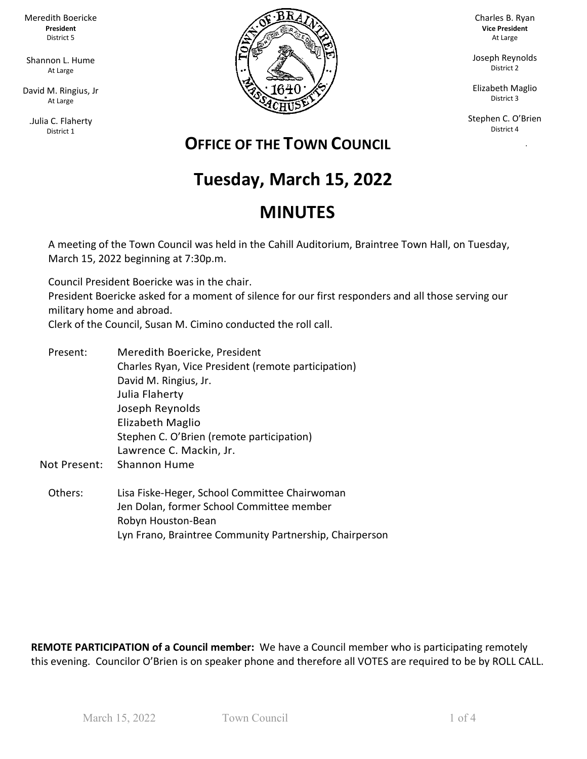Meredith Boericke
**President**
District 5

Shannon L. Hume
At Large

David M. Ringius, Jr
At Large

.Julia C. Flaherty
District 1

Charles B. Ryan
**Vice President**
At Large

Joseph Reynolds
District 2

Elizabeth Maglio
District 3

Stephen C. O'Brien
District 4

## OFFICE OF THE TOWN COUNCIL

# Tuesday, March 15, 2022

# MINUTES

A meeting of the Town Council was held in the Cahill Auditorium, Braintree Town Hall, on Tuesday, March 15, 2022 beginning at 7:30p.m.

Council President Boericke was in the chair.
President Boericke asked for a moment of silence for our first responders and all those serving our military home and abroad.
Clerk of the Council, Susan M. Cimino conducted the roll call.

Present:
- Meredith Boericke, President
- Charles Ryan, Vice President (remote participation)
- David M. Ringius, Jr.
- Julia Flaherty
- Joseph Reynolds
- Elizabeth Maglio
- Stephen C. O'Brien (remote participation)
- Lawrence C. Mackin, Jr.

Not Present:
- Shannon Hume

Others:
- Lisa Fiske-Heger, School Committee Chairwoman
- Jen Dolan, former School Committee member
- Robyn Houston-Bean
- Lyn Frano, Braintree Community Partnership, Chairperson

**REMOTE PARTICIPATION of a Council member:** We have a Council member who is participating remotely this evening. Councilor O'Brien is on speaker phone and therefore all VOTES are required to be by ROLL CALL.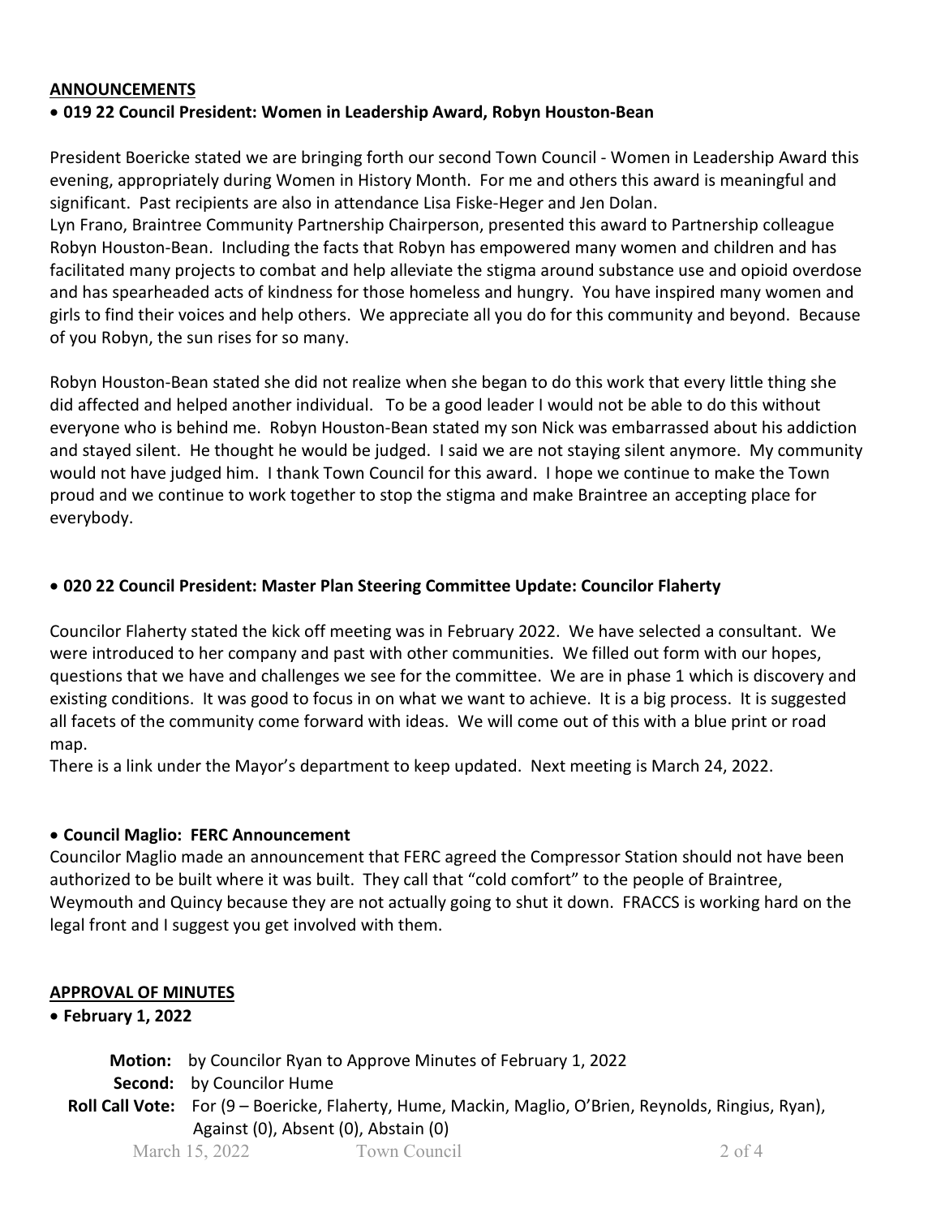## ANNOUNCEMENTS

- **019 22 Council President: Women in Leadership Award, Robyn Houston-Bean**

President Boericke stated we are bringing forth our second Town Council - Women in Leadership Award this evening, appropriately during Women in History Month. For me and others this award is meaningful and significant. Past recipients are also in attendance Lisa Fiske-Heger and Jen Dolan.
Lyn Frano, Braintree Community Partnership Chairperson, presented this award to Partnership colleague Robyn Houston-Bean. Including the facts that Robyn has empowered many women and children and has facilitated many projects to combat and help alleviate the stigma around substance use and opioid overdose and has spearheaded acts of kindness for those homeless and hungry. You have inspired many women and girls to find their voices and help others. We appreciate all you do for this community and beyond. Because of you Robyn, the sun rises for so many.

Robyn Houston-Bean stated she did not realize when she began to do this work that every little thing she did affected and helped another individual. To be a good leader I would not be able to do this without everyone who is behind me. Robyn Houston-Bean stated my son Nick was embarrassed about his addiction and stayed silent. He thought he would be judged. I said we are not staying silent anymore. My community would not have judged him. I thank Town Council for this award. I hope we continue to make the Town proud and we continue to work together to stop the stigma and make Braintree an accepting place for everybody.

- **020 22 Council President: Master Plan Steering Committee Update: Councilor Flaherty**

Councilor Flaherty stated the kick off meeting was in February 2022. We have selected a consultant. We were introduced to her company and past with other communities. We filled out form with our hopes, questions that we have and challenges we see for the committee. We are in phase 1 which is discovery and existing conditions. It was good to focus in on what we want to achieve. It is a big process. It is suggested all facets of the community come forward with ideas. We will come out of this with a blue print or road map.
There is a link under the Mayor's department to keep updated. Next meeting is March 24, 2022.

- **Council Maglio: FERC Announcement**

Councilor Maglio made an announcement that FERC agreed the Compressor Station should not have been authorized to be built where it was built. They call that "cold comfort" to the people of Braintree, Weymouth and Quincy because they are not actually going to shut it down. FRACCS is working hard on the legal front and I suggest you get involved with them.

## APPROVAL OF MINUTES

- **February 1, 2022**

**Motion:** by Councilor Ryan to Approve Minutes of February 1, 2022
**Second:** by Councilor Hume
**Roll Call Vote:** For (9 – Boericke, Flaherty, Hume, Mackin, Maglio, O'Brien, Reynolds, Ringius, Ryan), Against (0), Absent (0), Abstain (0)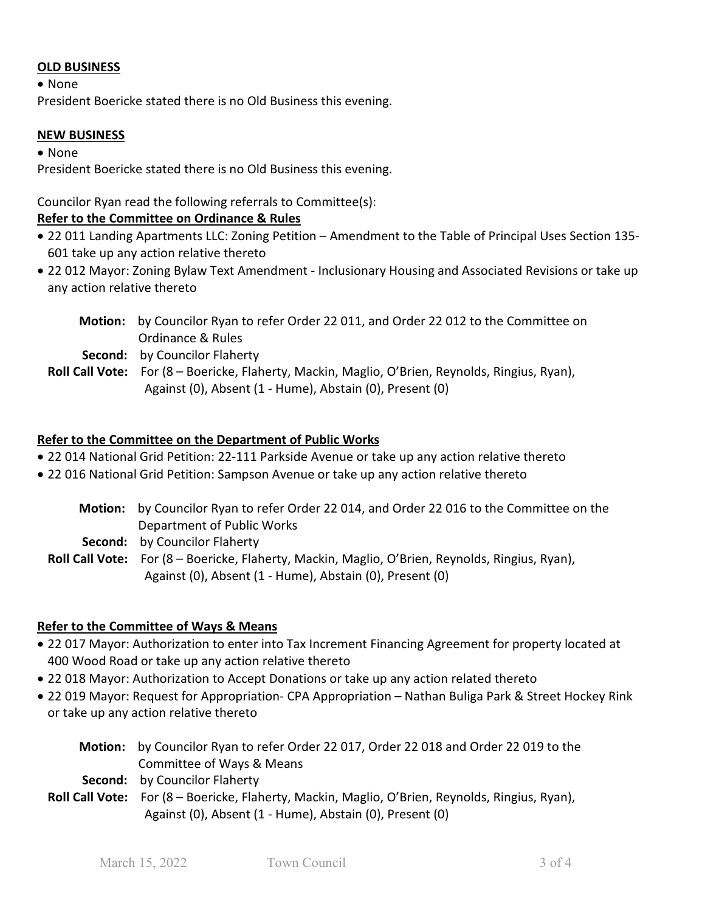**OLD BUSINESS**

- None

President Boericke stated there is no Old Business this evening.

**NEW BUSINESS**

- None

President Boericke stated there is no Old Business this evening.

Councilor Ryan read the following referrals to Committee(s):

**Refer to the Committee on Ordinance & Rules**

- 22 011 Landing Apartments LLC: Zoning Petition – Amendment to the Table of Principal Uses Section 135-601 take up any action relative thereto
- 22 012 Mayor: Zoning Bylaw Text Amendment - Inclusionary Housing and Associated Revisions or take up any action relative thereto

**Motion:** by Councilor Ryan to refer Order 22 011, and Order 22 012 to the Committee on Ordinance & Rules
**Second:** by Councilor Flaherty
**Roll Call Vote:** For (8 – Boericke, Flaherty, Mackin, Maglio, O'Brien, Reynolds, Ringius, Ryan), Against (0), Absent (1 - Hume), Abstain (0), Present (0)

**Refer to the Committee on the Department of Public Works**

- 22 014 National Grid Petition: 22-111 Parkside Avenue or take up any action relative thereto
- 22 016 National Grid Petition: Sampson Avenue or take up any action relative thereto

**Motion:** by Councilor Ryan to refer Order 22 014, and Order 22 016 to the Committee on the Department of Public Works
**Second:** by Councilor Flaherty
**Roll Call Vote:** For (8 – Boericke, Flaherty, Mackin, Maglio, O'Brien, Reynolds, Ringius, Ryan), Against (0), Absent (1 - Hume), Abstain (0), Present (0)

**Refer to the Committee of Ways & Means**

- 22 017 Mayor: Authorization to enter into Tax Increment Financing Agreement for property located at 400 Wood Road or take up any action relative thereto
- 22 018 Mayor: Authorization to Accept Donations or take up any action related thereto
- 22 019 Mayor: Request for Appropriation- CPA Appropriation – Nathan Buliga Park & Street Hockey Rink or take up any action relative thereto

**Motion:** by Councilor Ryan to refer Order 22 017, Order 22 018 and Order 22 019 to the Committee of Ways & Means
**Second:** by Councilor Flaherty
**Roll Call Vote:** For (8 – Boericke, Flaherty, Mackin, Maglio, O'Brien, Reynolds, Ringius, Ryan), Against (0), Absent (1 - Hume), Abstain (0), Present (0)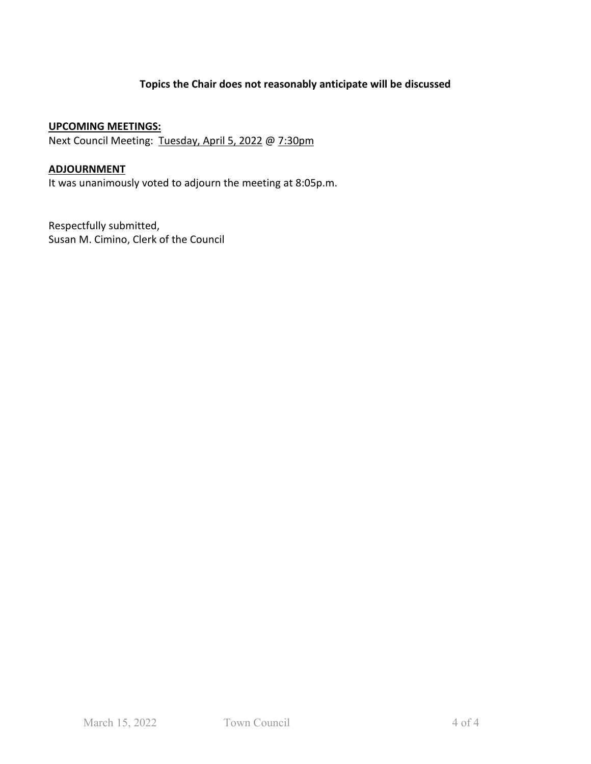**Topics the Chair does not reasonably anticipate will be discussed**

**UPCOMING MEETINGS:**
Next Council Meeting: Tuesday, April 5, 2022 @ 7:30pm

**ADJOURNMENT**
It was unanimously voted to adjourn the meeting at 8:05p.m.

Respectfully submitted,
Susan M. Cimino, Clerk of the Council